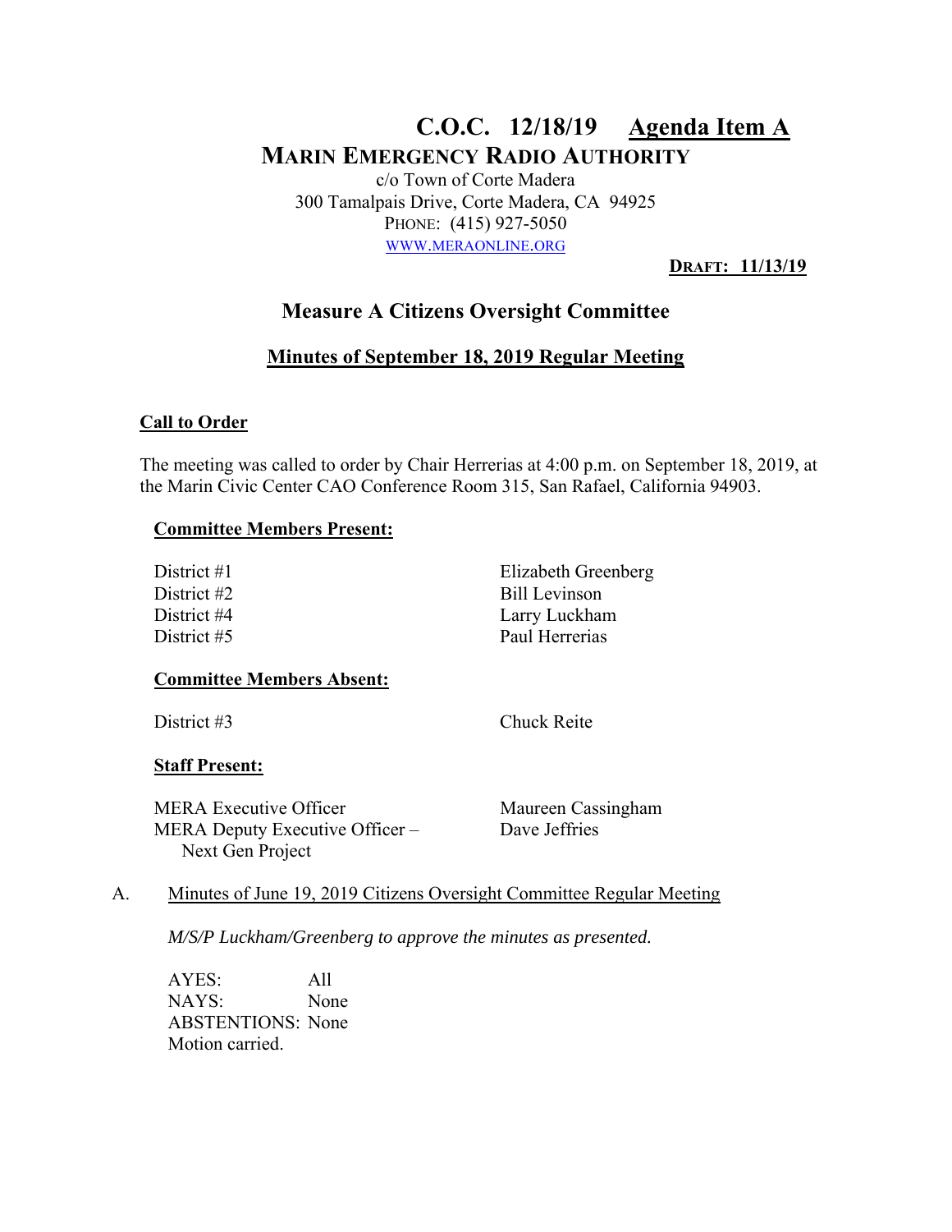# C.O.C. 12/18/19 Agenda Item A

## MARIN EMERGENCY RADIO AUTHORITY

c/o Town of Corte Madera
300 Tamalpais Drive, Corte Madera, CA 94925
PHONE: (415) 927-5050
WWW.MERAONLINE.ORG

**DRAFT: 11/13/19**

## Measure A Citizens Oversight Committee

### Minutes of September 18, 2019 Regular Meeting

**Call to Order**

The meeting was called to order by Chair Herrerias at 4:00 p.m. on September 18, 2019, at the Marin Civic Center CAO Conference Room 315, San Rafael, California 94903.

**Committee Members Present:**

| | |
|---|---|
| District #1 | Elizabeth Greenberg |
| District #2 | Bill Levinson |
| District #4 | Larry Luckham |
| District #5 | Paul Herrerias |

**Committee Members Absent:**

| | |
|---|---|
| District #3 | Chuck Reite |

**Staff Present:**

| | |
|---|---|
| MERA Executive Officer | Maureen Cassingham |
| MERA Deputy Executive Officer – Next Gen Project | Dave Jeffries |

A. Minutes of June 19, 2019 Citizens Oversight Committee Regular Meeting

*M/S/P Luckham/Greenberg to approve the minutes as presented.*

AYES: All
NAYS: None
ABSTENTIONS: None
Motion carried.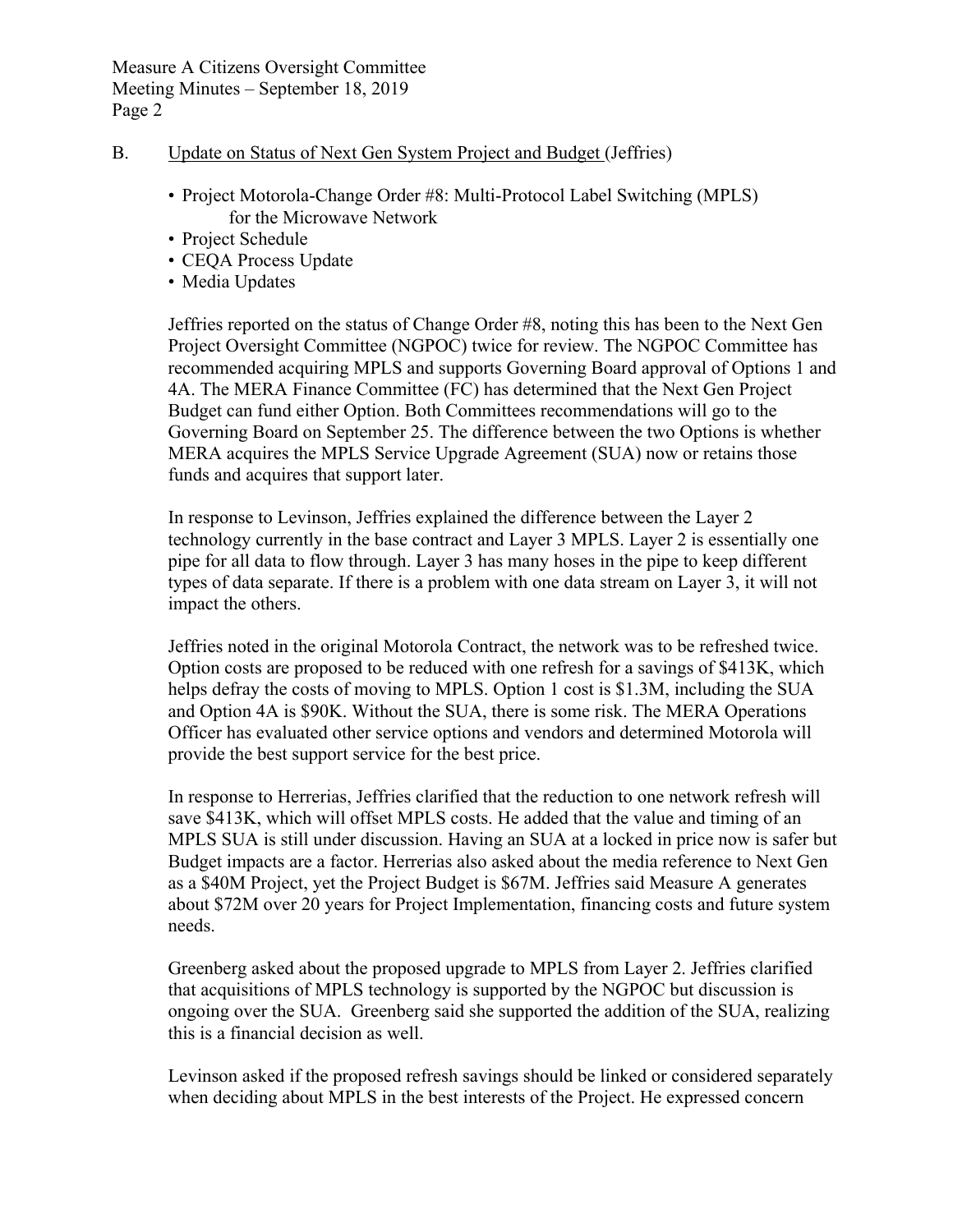B. Update on Status of Next Gen System Project and Budget (Jeffries)

- Project Motorola-Change Order #8: Multi-Protocol Label Switching (MPLS) for the Microwave Network
- Project Schedule
- CEQA Process Update
- Media Updates

Jeffries reported on the status of Change Order #8, noting this has been to the Next Gen Project Oversight Committee (NGPOC) twice for review. The NGPOC Committee has recommended acquiring MPLS and supports Governing Board approval of Options 1 and 4A. The MERA Finance Committee (FC) has determined that the Next Gen Project Budget can fund either Option. Both Committees recommendations will go to the Governing Board on September 25. The difference between the two Options is whether MERA acquires the MPLS Service Upgrade Agreement (SUA) now or retains those funds and acquires that support later.

In response to Levinson, Jeffries explained the difference between the Layer 2 technology currently in the base contract and Layer 3 MPLS. Layer 2 is essentially one pipe for all data to flow through. Layer 3 has many hoses in the pipe to keep different types of data separate. If there is a problem with one data stream on Layer 3, it will not impact the others.

Jeffries noted in the original Motorola Contract, the network was to be refreshed twice. Option costs are proposed to be reduced with one refresh for a savings of $413K, which helps defray the costs of moving to MPLS. Option 1 cost is $1.3M, including the SUA and Option 4A is $90K. Without the SUA, there is some risk. The MERA Operations Officer has evaluated other service options and vendors and determined Motorola will provide the best support service for the best price.

In response to Herrerias, Jeffries clarified that the reduction to one network refresh will save $413K, which will offset MPLS costs. He added that the value and timing of an MPLS SUA is still under discussion. Having an SUA at a locked in price now is safer but Budget impacts are a factor. Herrerias also asked about the media reference to Next Gen as a $40M Project, yet the Project Budget is $67M. Jeffries said Measure A generates about $72M over 20 years for Project Implementation, financing costs and future system needs.

Greenberg asked about the proposed upgrade to MPLS from Layer 2. Jeffries clarified that acquisitions of MPLS technology is supported by the NGPOC but discussion is ongoing over the SUA. Greenberg said she supported the addition of the SUA, realizing this is a financial decision as well.

Levinson asked if the proposed refresh savings should be linked or considered separately when deciding about MPLS in the best interests of the Project. He expressed concern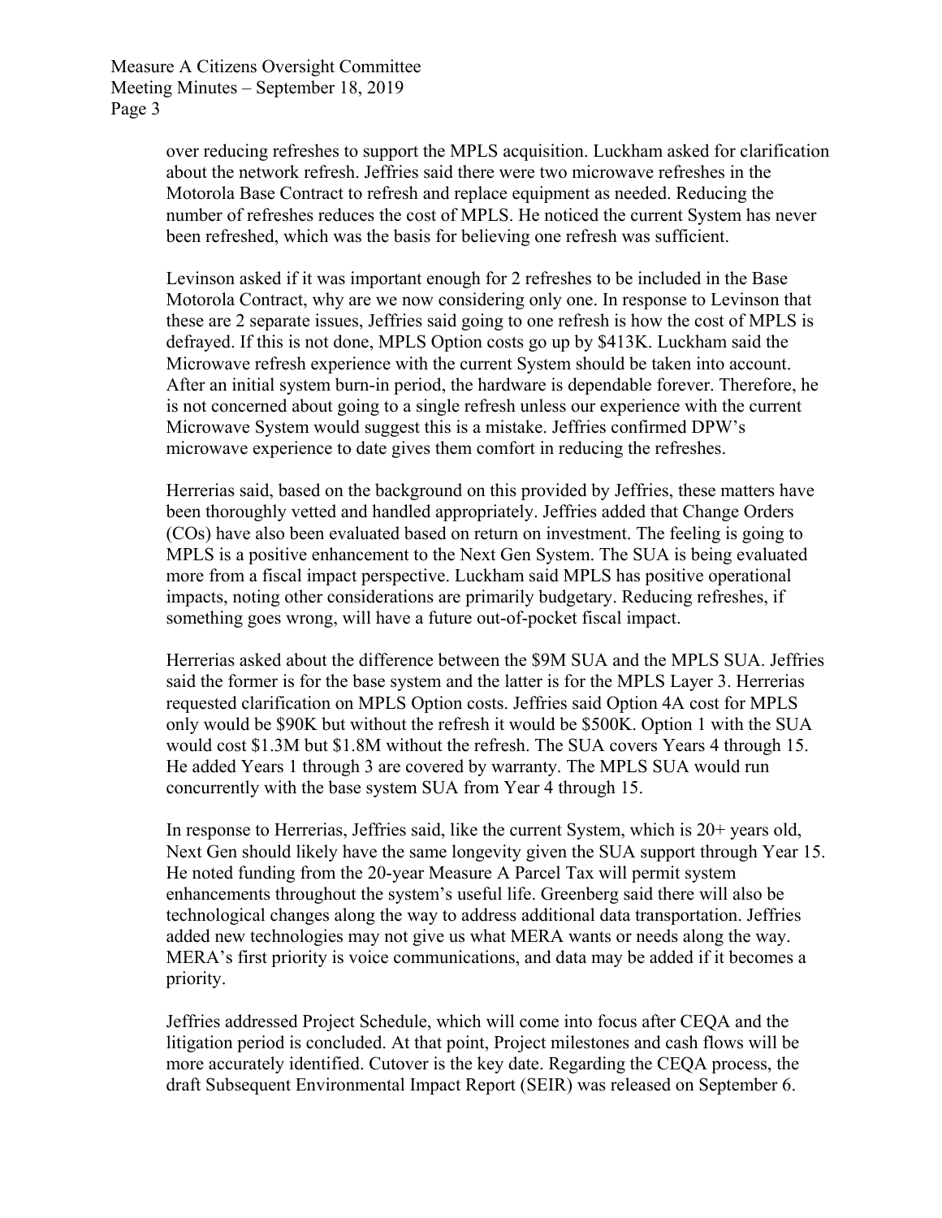over reducing refreshes to support the MPLS acquisition. Luckham asked for clarification about the network refresh. Jeffries said there were two microwave refreshes in the Motorola Base Contract to refresh and replace equipment as needed. Reducing the number of refreshes reduces the cost of MPLS. He noticed the current System has never been refreshed, which was the basis for believing one refresh was sufficient.

Levinson asked if it was important enough for 2 refreshes to be included in the Base Motorola Contract, why are we now considering only one. In response to Levinson that these are 2 separate issues, Jeffries said going to one refresh is how the cost of MPLS is defrayed. If this is not done, MPLS Option costs go up by $413K. Luckham said the Microwave refresh experience with the current System should be taken into account. After an initial system burn-in period, the hardware is dependable forever. Therefore, he is not concerned about going to a single refresh unless our experience with the current Microwave System would suggest this is a mistake. Jeffries confirmed DPW's microwave experience to date gives them comfort in reducing the refreshes.

Herrerias said, based on the background on this provided by Jeffries, these matters have been thoroughly vetted and handled appropriately. Jeffries added that Change Orders (COs) have also been evaluated based on return on investment. The feeling is going to MPLS is a positive enhancement to the Next Gen System. The SUA is being evaluated more from a fiscal impact perspective. Luckham said MPLS has positive operational impacts, noting other considerations are primarily budgetary. Reducing refreshes, if something goes wrong, will have a future out-of-pocket fiscal impact.

Herrerias asked about the difference between the $9M SUA and the MPLS SUA. Jeffries said the former is for the base system and the latter is for the MPLS Layer 3. Herrerias requested clarification on MPLS Option costs. Jeffries said Option 4A cost for MPLS only would be $90K but without the refresh it would be $500K. Option 1 with the SUA would cost $1.3M but $1.8M without the refresh. The SUA covers Years 4 through 15. He added Years 1 through 3 are covered by warranty. The MPLS SUA would run concurrently with the base system SUA from Year 4 through 15.

In response to Herrerias, Jeffries said, like the current System, which is 20+ years old, Next Gen should likely have the same longevity given the SUA support through Year 15. He noted funding from the 20-year Measure A Parcel Tax will permit system enhancements throughout the system's useful life. Greenberg said there will also be technological changes along the way to address additional data transportation. Jeffries added new technologies may not give us what MERA wants or needs along the way. MERA's first priority is voice communications, and data may be added if it becomes a priority.

Jeffries addressed Project Schedule, which will come into focus after CEQA and the litigation period is concluded. At that point, Project milestones and cash flows will be more accurately identified. Cutover is the key date. Regarding the CEQA process, the draft Subsequent Environmental Impact Report (SEIR) was released on September 6.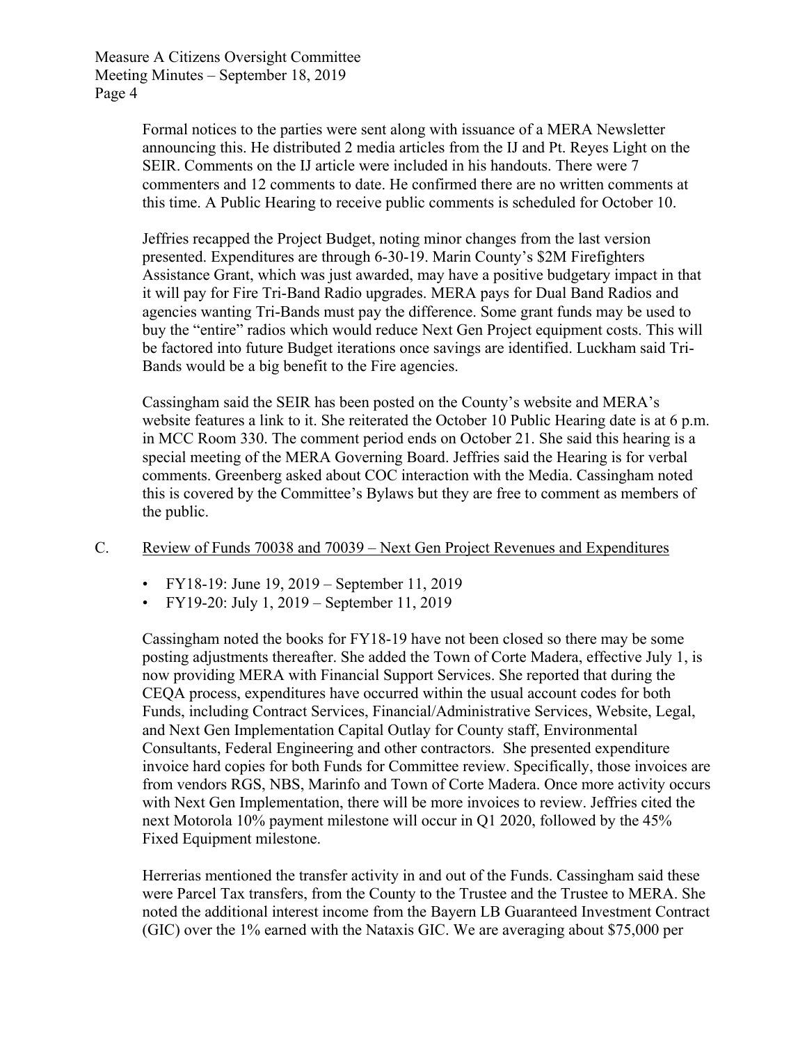Formal notices to the parties were sent along with issuance of a MERA Newsletter announcing this. He distributed 2 media articles from the IJ and Pt. Reyes Light on the SEIR. Comments on the IJ article were included in his handouts. There were 7 commenters and 12 comments to date. He confirmed there are no written comments at this time. A Public Hearing to receive public comments is scheduled for October 10.

Jeffries recapped the Project Budget, noting minor changes from the last version presented. Expenditures are through 6-30-19. Marin County's $2M Firefighters Assistance Grant, which was just awarded, may have a positive budgetary impact in that it will pay for Fire Tri-Band Radio upgrades. MERA pays for Dual Band Radios and agencies wanting Tri-Bands must pay the difference. Some grant funds may be used to buy the "entire" radios which would reduce Next Gen Project equipment costs. This will be factored into future Budget iterations once savings are identified. Luckham said Tri-Bands would be a big benefit to the Fire agencies.

Cassingham said the SEIR has been posted on the County's website and MERA's website features a link to it. She reiterated the October 10 Public Hearing date is at 6 p.m. in MCC Room 330. The comment period ends on October 21. She said this hearing is a special meeting of the MERA Governing Board. Jeffries said the Hearing is for verbal comments. Greenberg asked about COC interaction with the Media. Cassingham noted this is covered by the Committee's Bylaws but they are free to comment as members of the public.

C. Review of Funds 70038 and 70039 – Next Gen Project Revenues and Expenditures

- FY18-19: June 19, 2019 – September 11, 2019
- FY19-20: July 1, 2019 – September 11, 2019

Cassingham noted the books for FY18-19 have not been closed so there may be some posting adjustments thereafter. She added the Town of Corte Madera, effective July 1, is now providing MERA with Financial Support Services. She reported that during the CEQA process, expenditures have occurred within the usual account codes for both Funds, including Contract Services, Financial/Administrative Services, Website, Legal, and Next Gen Implementation Capital Outlay for County staff, Environmental Consultants, Federal Engineering and other contractors. She presented expenditure invoice hard copies for both Funds for Committee review. Specifically, those invoices are from vendors RGS, NBS, Marinfo and Town of Corte Madera. Once more activity occurs with Next Gen Implementation, there will be more invoices to review. Jeffries cited the next Motorola 10% payment milestone will occur in Q1 2020, followed by the 45% Fixed Equipment milestone.

Herrerias mentioned the transfer activity in and out of the Funds. Cassingham said these were Parcel Tax transfers, from the County to the Trustee and the Trustee to MERA. She noted the additional interest income from the Bayern LB Guaranteed Investment Contract (GIC) over the 1% earned with the Nataxis GIC. We are averaging about $75,000 per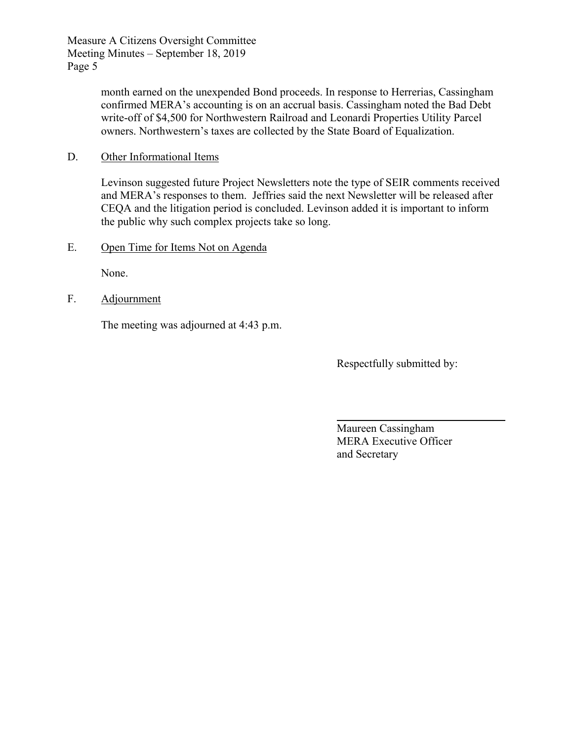month earned on the unexpended Bond proceeds. In response to Herrerias, Cassingham confirmed MERA's accounting is on an accrual basis. Cassingham noted the Bad Debt write-off of $4,500 for Northwestern Railroad and Leonardi Properties Utility Parcel owners. Northwestern's taxes are collected by the State Board of Equalization.

D. <u>Other Informational Items</u>

Levinson suggested future Project Newsletters note the type of SEIR comments received and MERA's responses to them. Jeffries said the next Newsletter will be released after CEQA and the litigation period is concluded. Levinson added it is important to inform the public why such complex projects take so long.

E. <u>Open Time for Items Not on Agenda</u>

None.

F. <u>Adjournment</u>

The meeting was adjourned at 4:43 p.m.

Respectfully submitted by:

Maureen Cassingham
MERA Executive Officer
and Secretary